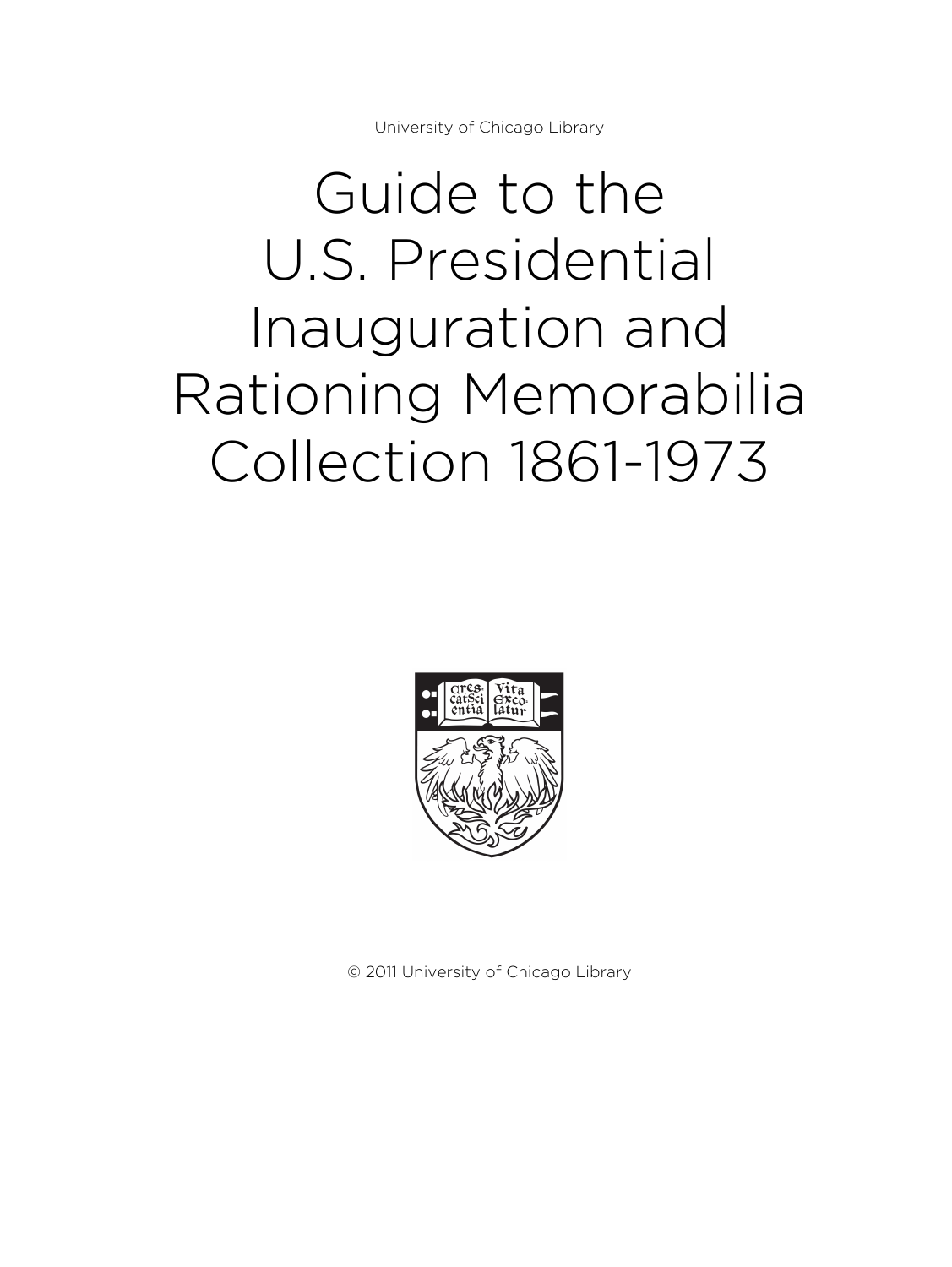University of Chicago Library

# Guide to the U.S. Presidential Inauguration and Rationing Memorabilia Collection 1861-1973

© 2011 University of Chicago Library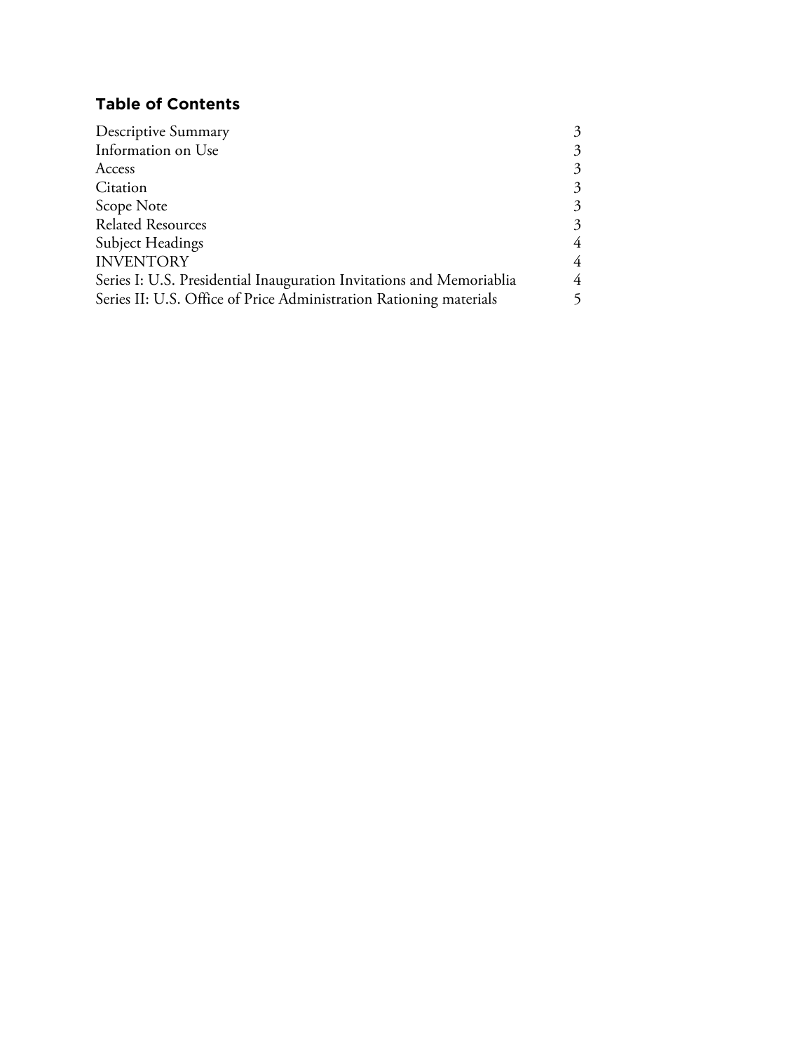## Table of Contents

| | |
|---|---|
| Descriptive Summary | 3 |
| Information on Use | 3 |
| Access | 3 |
| Citation | 3 |
| Scope Note | 3 |
| Related Resources | 3 |
| Subject Headings | 4 |
| INVENTORY | 4 |
| Series I: U.S. Presidential Inauguration Invitations and Memoriablia | 4 |
| Series II: U.S. Office of Price Administration Rationing materials | 5 |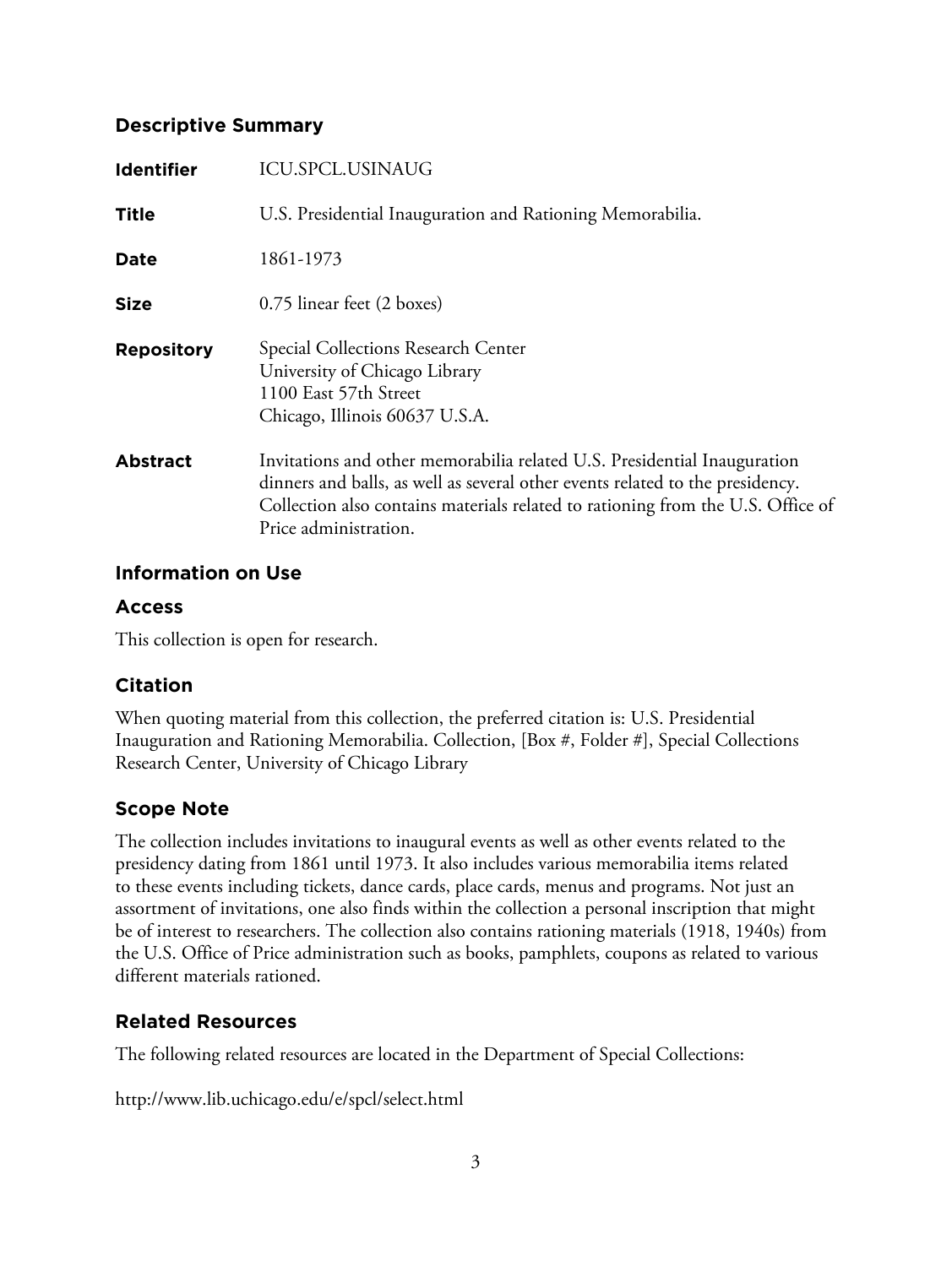## Descriptive Summary

| | |
|---|---|
| **Identifier** | ICU.SPCL.USINAUG |
| **Title** | U.S. Presidential Inauguration and Rationing Memorabilia. |
| **Date** | 1861-1973 |
| **Size** | 0.75 linear feet (2 boxes) |
| **Repository** | Special Collections Research Center<br>University of Chicago Library<br>1100 East 57th Street<br>Chicago, Illinois 60637 U.S.A. |
| **Abstract** | Invitations and other memorabilia related U.S. Presidential Inauguration dinners and balls, as well as several other events related to the presidency. Collection also contains materials related to rationing from the U.S. Office of Price administration. |

## Information on Use

### Access

This collection is open for research.

### Citation

When quoting material from this collection, the preferred citation is: U.S. Presidential Inauguration and Rationing Memorabilia. Collection, [Box #, Folder #], Special Collections Research Center, University of Chicago Library

## Scope Note

The collection includes invitations to inaugural events as well as other events related to the presidency dating from 1861 until 1973. It also includes various memorabilia items related to these events including tickets, dance cards, place cards, menus and programs. Not just an assortment of invitations, one also finds within the collection a personal inscription that might be of interest to researchers. The collection also contains rationing materials (1918, 1940s) from the U.S. Office of Price administration such as books, pamphlets, coupons as related to various different materials rationed.

## Related Resources

The following related resources are located in the Department of Special Collections:

http://www.lib.uchicago.edu/e/spcl/select.html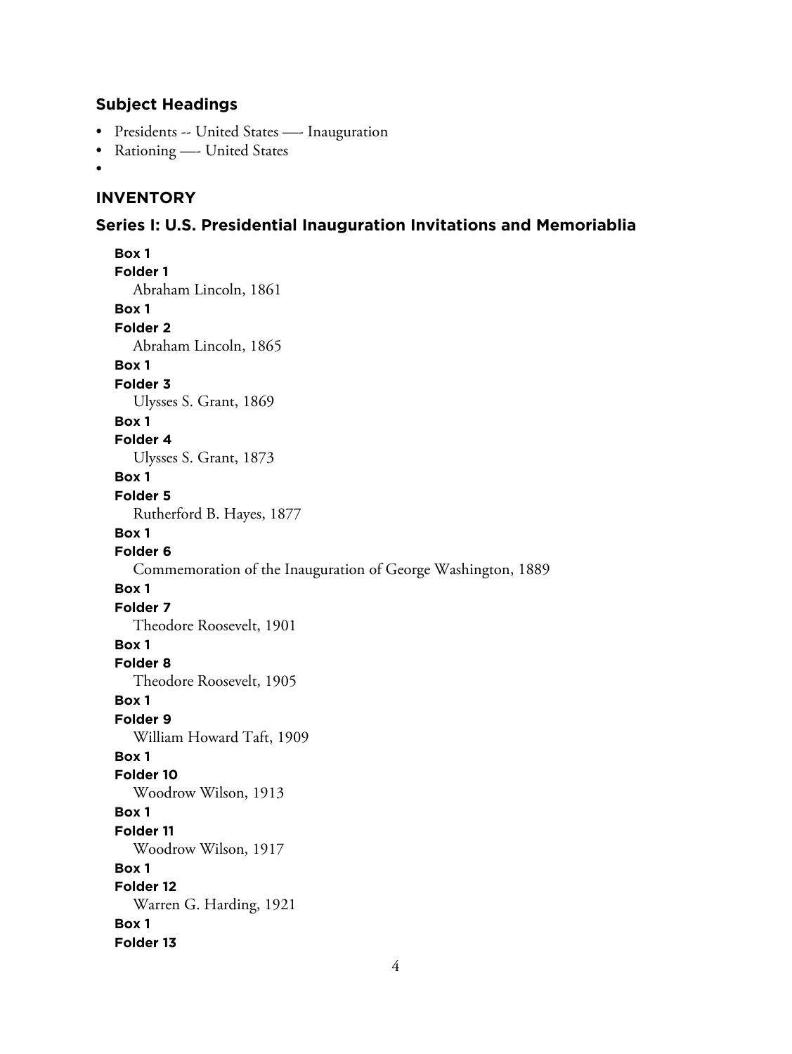## Subject Headings

- Presidents -- United States —- Inauguration
- Rationing —- United States
- 

## INVENTORY

### Series I: U.S. Presidential Inauguration Invitations and Memoriablia

**Box 1**
**Folder 1**
Abraham Lincoln, 1861

**Box 1**
**Folder 2**
Abraham Lincoln, 1865

**Box 1**
**Folder 3**
Ulysses S. Grant, 1869

**Box 1**
**Folder 4**
Ulysses S. Grant, 1873

**Box 1**
**Folder 5**
Rutherford B. Hayes, 1877

**Box 1**
**Folder 6**
Commemoration of the Inauguration of George Washington, 1889

**Box 1**
**Folder 7**
Theodore Roosevelt, 1901

**Box 1**
**Folder 8**
Theodore Roosevelt, 1905

**Box 1**
**Folder 9**
William Howard Taft, 1909

**Box 1**
**Folder 10**
Woodrow Wilson, 1913

**Box 1**
**Folder 11**
Woodrow Wilson, 1917

**Box 1**
**Folder 12**
Warren G. Harding, 1921

**Box 1**
**Folder 13**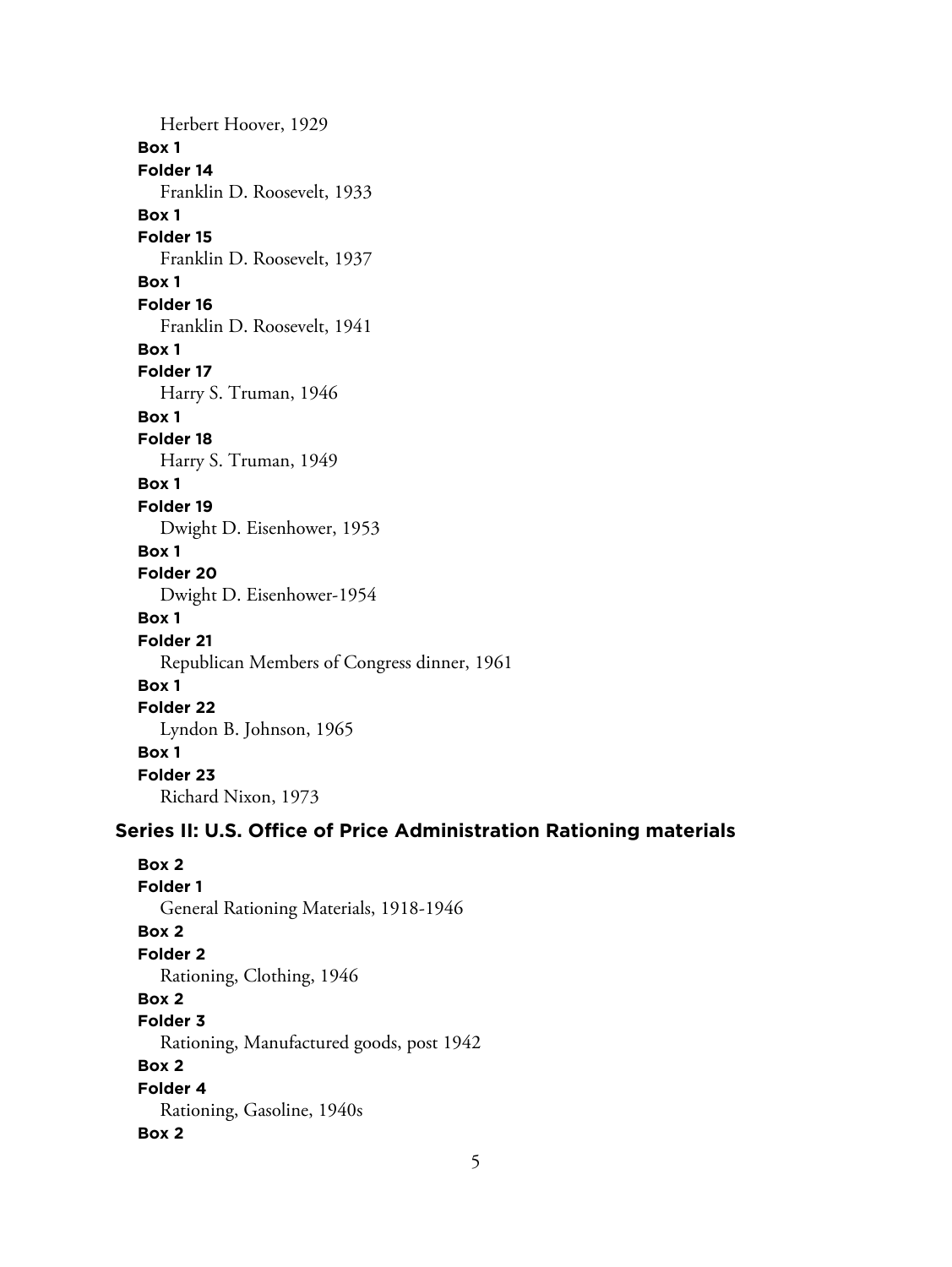Herbert Hoover, 1929

**Box 1**
**Folder 14**
Franklin D. Roosevelt, 1933

**Box 1**
**Folder 15**
Franklin D. Roosevelt, 1937

**Box 1**
**Folder 16**
Franklin D. Roosevelt, 1941

**Box 1**
**Folder 17**
Harry S. Truman, 1946

**Box 1**
**Folder 18**
Harry S. Truman, 1949

**Box 1**
**Folder 19**
Dwight D. Eisenhower, 1953

**Box 1**
**Folder 20**
Dwight D. Eisenhower-1954

**Box 1**
**Folder 21**
Republican Members of Congress dinner, 1961

**Box 1**
**Folder 22**
Lyndon B. Johnson, 1965

**Box 1**
**Folder 23**
Richard Nixon, 1973

## Series II: U.S. Office of Price Administration Rationing materials

**Box 2**
**Folder 1**
General Rationing Materials, 1918-1946

**Box 2**
**Folder 2**
Rationing, Clothing, 1946

**Box 2**
**Folder 3**
Rationing, Manufactured goods, post 1942

**Box 2**
**Folder 4**
Rationing, Gasoline, 1940s

**Box 2**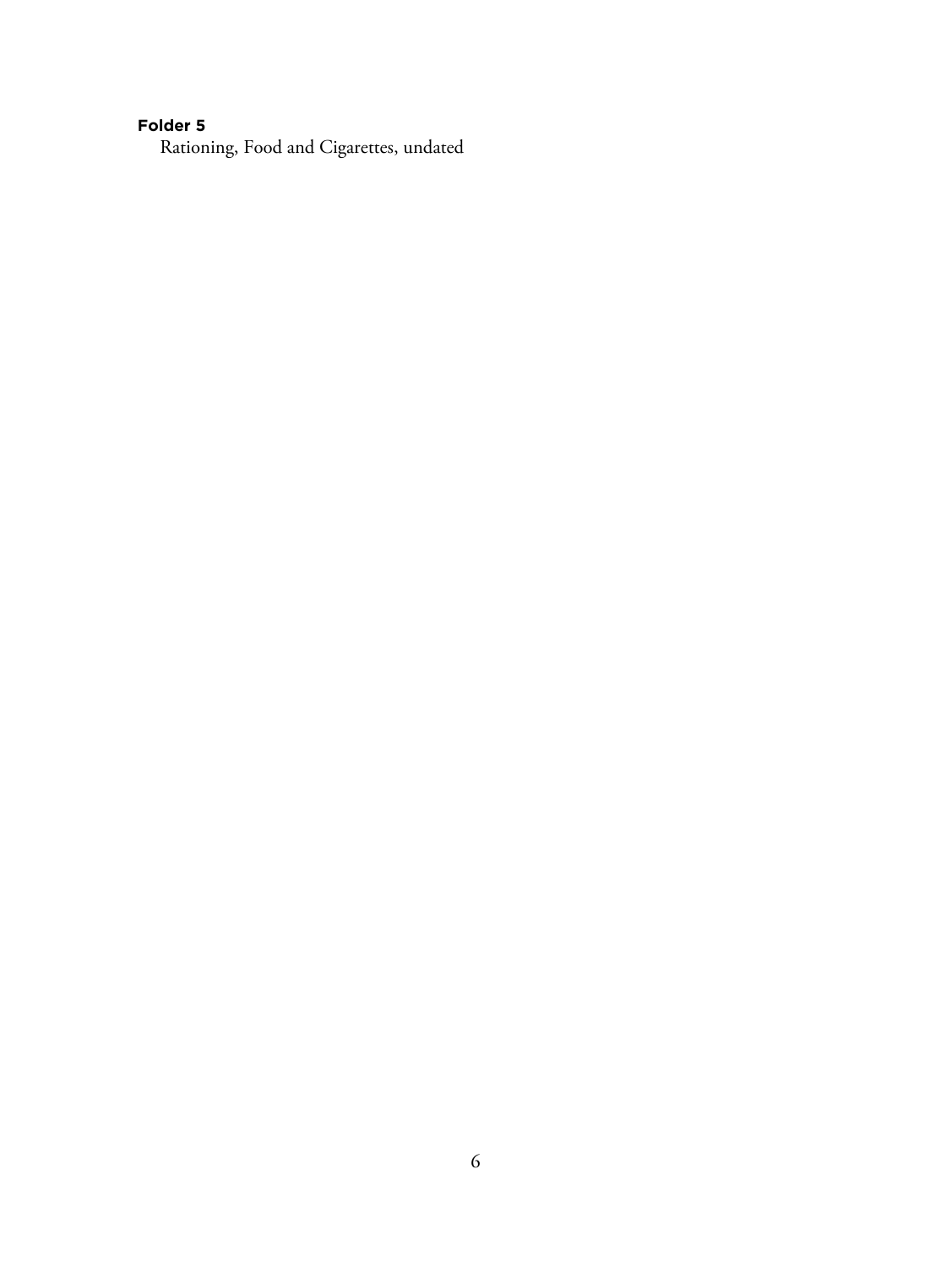**Folder 5**

Rationing, Food and Cigarettes, undated